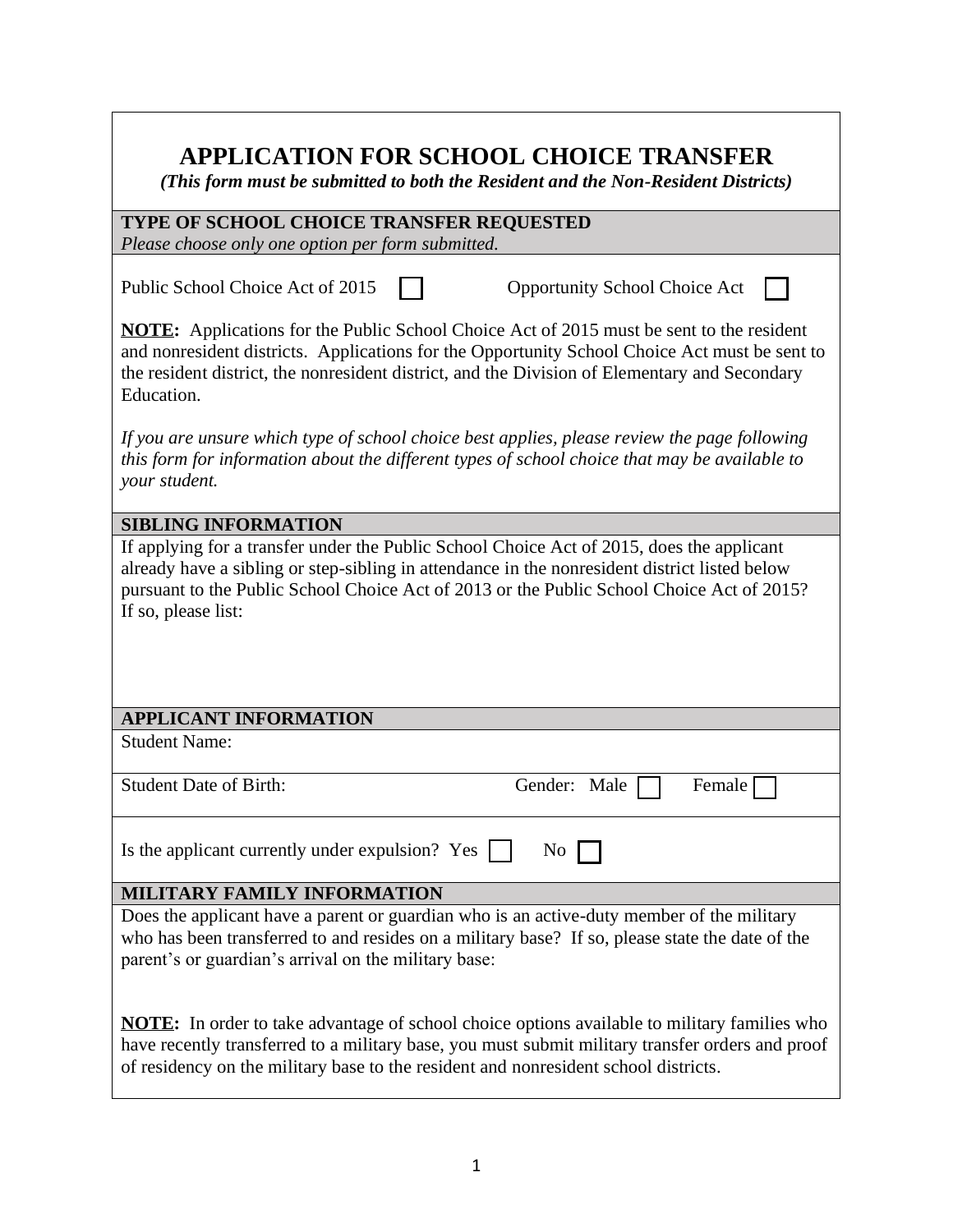# APPLICATION FOR SCHOOL CHOICE TRANSFER

*(This form must be submitted to both the Resident and the Non-Resident Districts)*

## TYPE OF SCHOOL CHOICE TRANSFER REQUESTED

*Please choose only one option per form submitted.*

Public School Choice Act of 2015 ☐ Opportunity School Choice Act ☐

**NOTE:** Applications for the Public School Choice Act of 2015 must be sent to the resident and nonresident districts. Applications for the Opportunity School Choice Act must be sent to the resident district, the nonresident district, and the Division of Elementary and Secondary Education.

*If you are unsure which type of school choice best applies, please review the page following this form for information about the different types of school choice that may be available to your student.*

## SIBLING INFORMATION

If applying for a transfer under the Public School Choice Act of 2015, does the applicant already have a sibling or step-sibling in attendance in the nonresident district listed below pursuant to the Public School Choice Act of 2013 or the Public School Choice Act of 2015? If so, please list:

## APPLICANT INFORMATION

Student Name:

Student Date of Birth: Gender: Male ☐ Female ☐

Is the applicant currently under expulsion? Yes ☐ No ☐

## MILITARY FAMILY INFORMATION

Does the applicant have a parent or guardian who is an active-duty member of the military who has been transferred to and resides on a military base? If so, please state the date of the parent's or guardian's arrival on the military base:

**NOTE:** In order to take advantage of school choice options available to military families who have recently transferred to a military base, you must submit military transfer orders and proof of residency on the military base to the resident and nonresident school districts.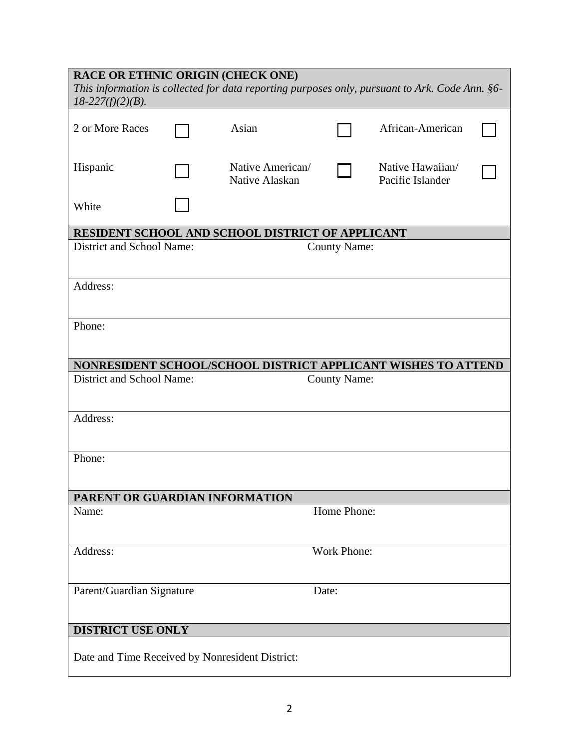## RACE OR ETHNIC ORIGIN (CHECK ONE)

*This information is collected for data reporting purposes only, pursuant to Ark. Code Ann. §6-18-227(f)(2)(B).*

| | | | | | |
|---|---|---|---|---|---|
| 2 or More Races | ☐ | Asian | ☐ | African-American | ☐ |
| Hispanic | ☐ | Native American/ Native Alaskan | ☐ | Native Hawaiian/ Pacific Islander | ☐ |
| White | ☐ | | | | |

## RESIDENT SCHOOL AND SCHOOL DISTRICT OF APPLICANT

| | |
|---|---|
| District and School Name: | County Name: |
| Address: | |
| Phone: | |

## NONRESIDENT SCHOOL/SCHOOL DISTRICT APPLICANT WISHES TO ATTEND

| | |
|---|---|
| District and School Name: | County Name: |
| Address: | |
| Phone: | |

## PARENT OR GUARDIAN INFORMATION

| | |
|---|---|
| Name: | Home Phone: |
| Address: | Work Phone: |
| Parent/Guardian Signature | Date: |

## DISTRICT USE ONLY

Date and Time Received by Nonresident District: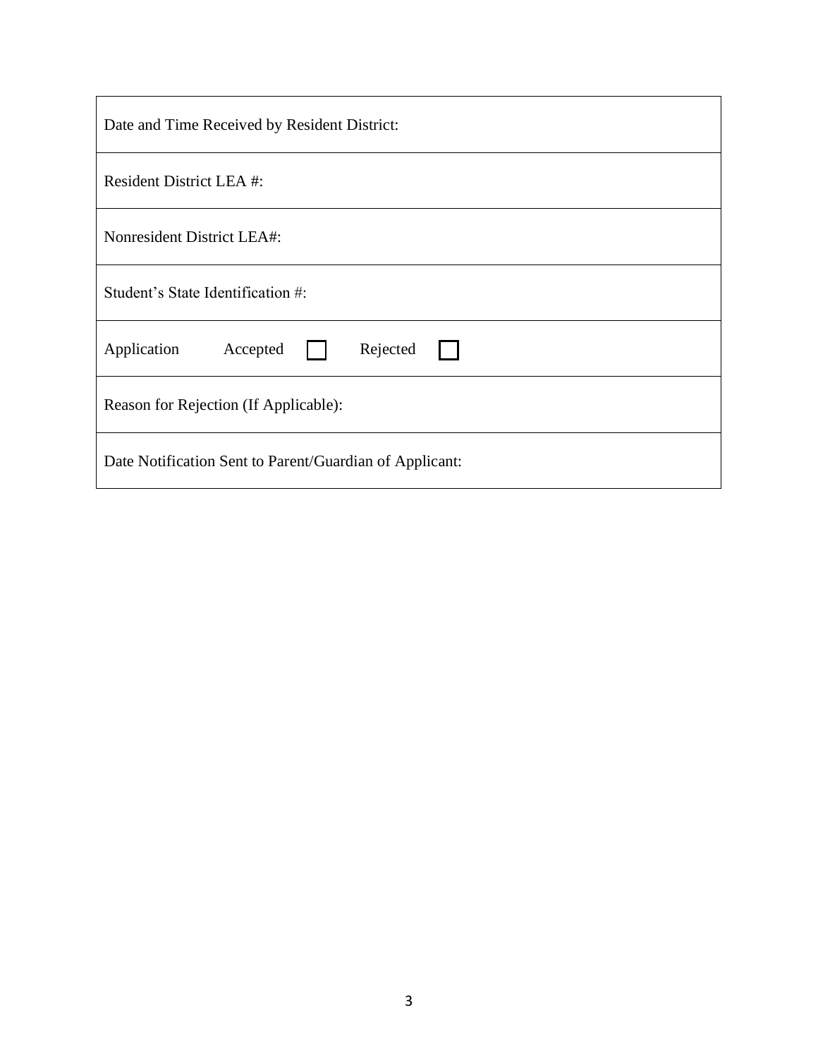| |
|---|
| Date and Time Received by Resident District: |
| Resident District LEA #: |
| Nonresident District LEA#: |
| Student's State Identification #: |
| Application Accepted ☐ Rejected ☐ |
| Reason for Rejection (If Applicable): |
| Date Notification Sent to Parent/Guardian of Applicant: |